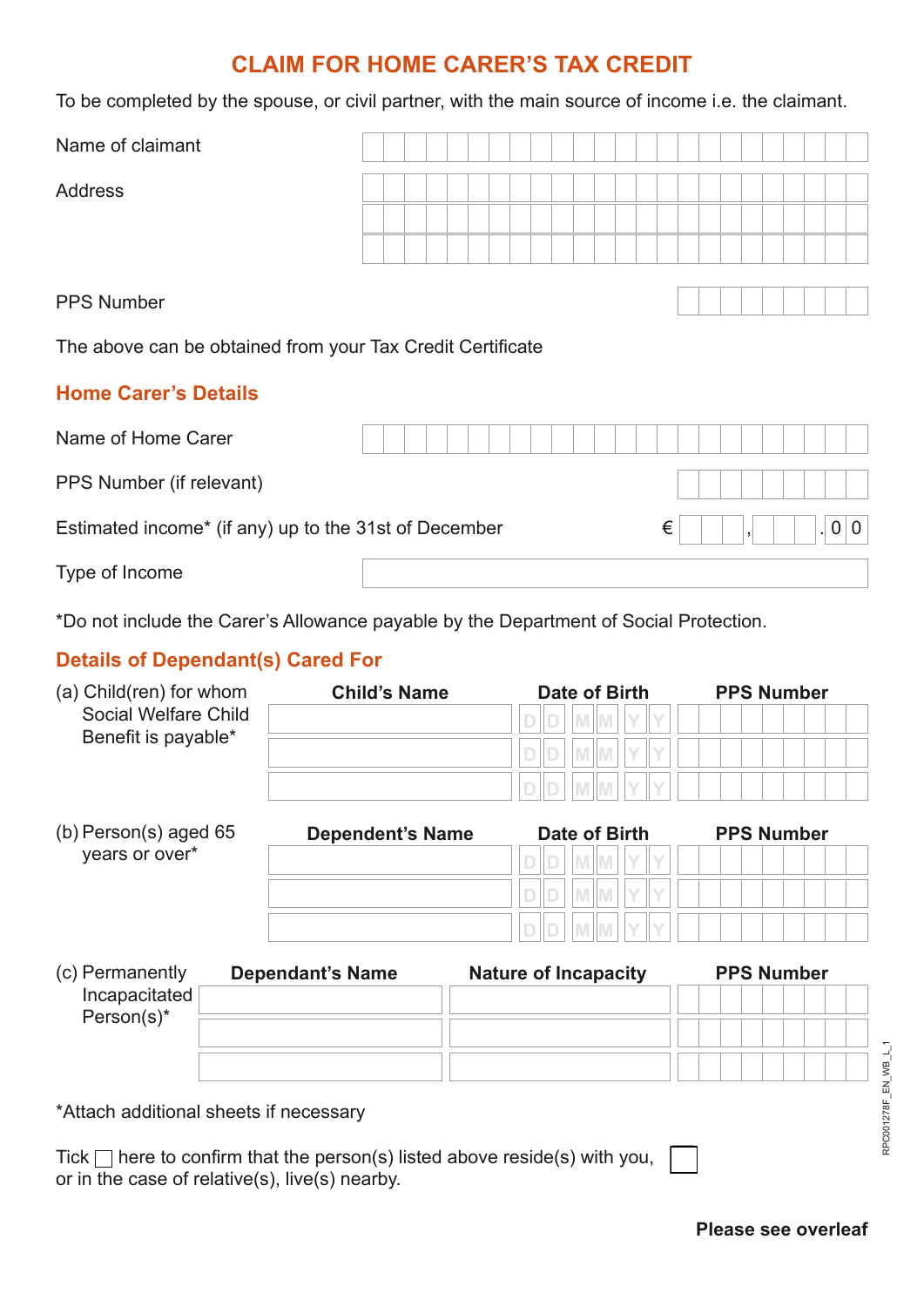# CLAIM FOR HOME CARER'S TAX CREDIT

To be completed by the spouse, or civil partner, with the main source of income i.e. the claimant.

Name of claimant

Address

PPS Number

The above can be obtained from your Tax Credit Certificate

## Home Carer's Details

Name of Home Carer

PPS Number (if relevant)

Estimated income* (if any) up to the 31st of December € , .00

Type of Income

*Do not include the Carer's Allowance payable by the Department of Social Protection.

## Details of Dependant(s) Cared For

(a) Child(ren) for whom Social Welfare Child Benefit is payable*

| Child's Name | Date of Birth | PPS Number |
|---|---|---|
| | DD MM YY | |
| | DD MM YY | |
| | DD MM YY | |

(b) Person(s) aged 65 years or over*

| Dependent's Name | Date of Birth | PPS Number |
|---|---|---|
| | DD MM YY | |
| | DD MM YY | |
| | DD MM YY | |

(c) Permanently Incapacitated Person(s)*

| Dependant's Name | Nature of Incapacity | PPS Number |
|---|---|---|
| | | |
| | | |
| | | |

*Attach additional sheets if necessary

Tick ☐ here to confirm that the person(s) listed above reside(s) with you, or in the case of relative(s), live(s) nearby. ☐

**Please see overleaf**

RPC001278F_EN_WB_L_1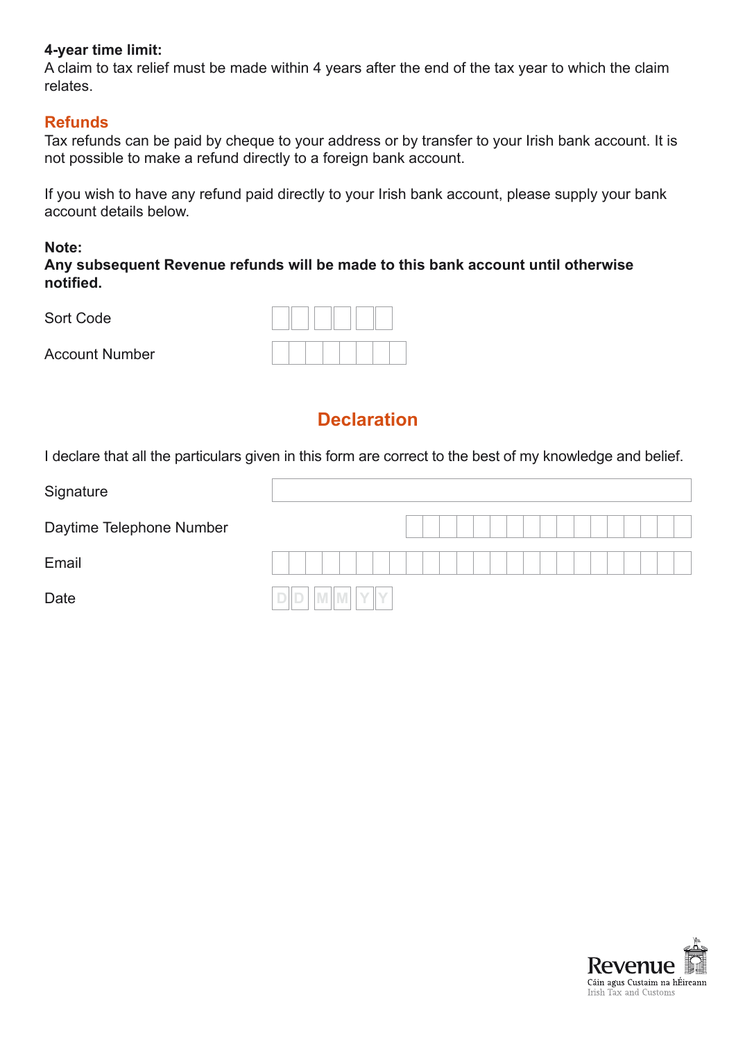**4-year time limit:**
A claim to tax relief must be made within 4 years after the end of the tax year to which the claim relates.

## Refunds

Tax refunds can be paid by cheque to your address or by transfer to your Irish bank account. It is not possible to make a refund directly to a foreign bank account.

If you wish to have any refund paid directly to your Irish bank account, please supply your bank account details below.

**Note:**
**Any subsequent Revenue refunds will be made to this bank account until otherwise notified.**

Sort Code

Account Number

## Declaration

I declare that all the particulars given in this form are correct to the best of my knowledge and belief.

Signature

Daytime Telephone Number

Email

Date DD MM YY

Revenue
Cáin agus Custaim na hÉireann
Irish Tax and Customs